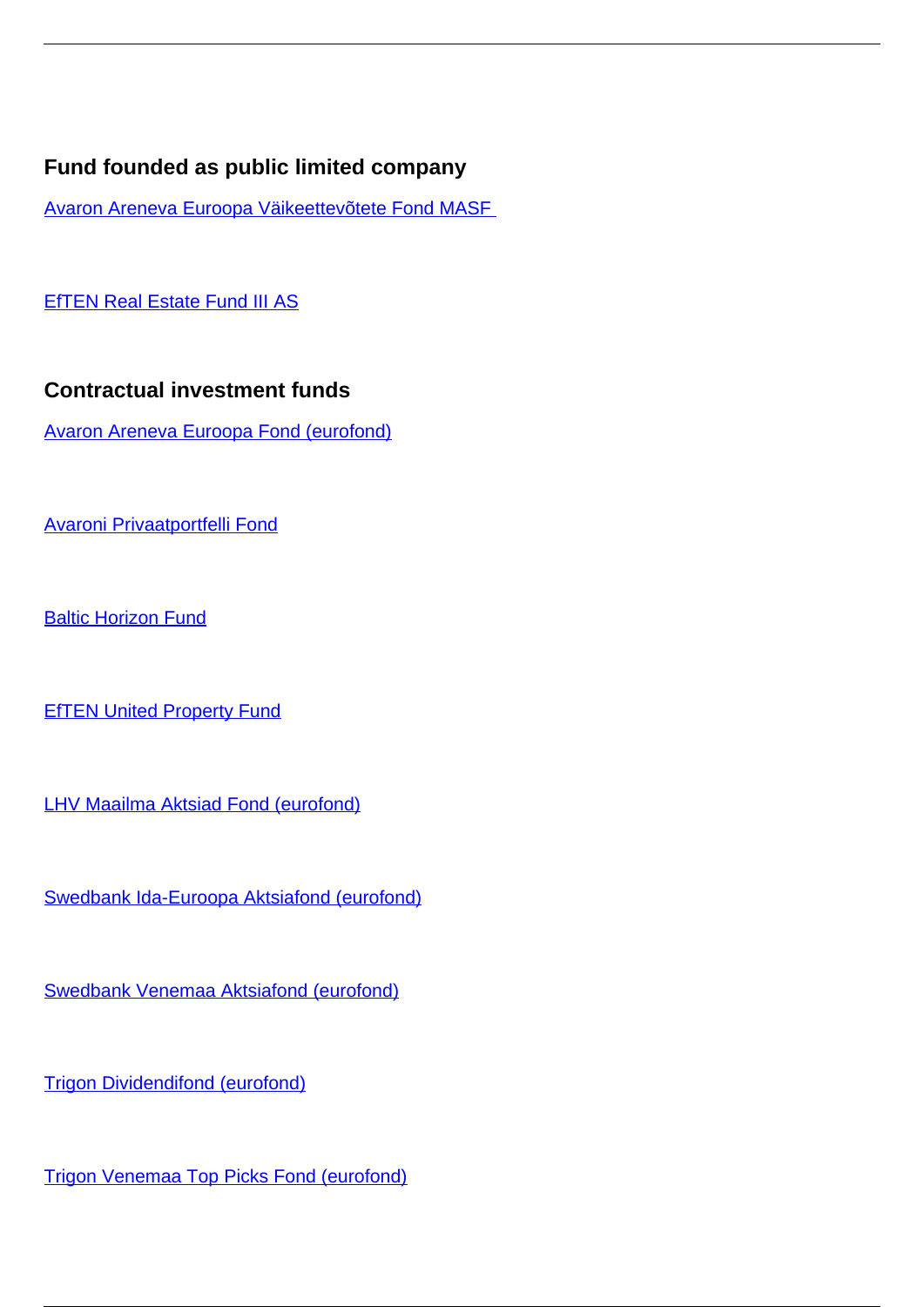## Fund founded as public limited company

Avaron Areneva Euroopa Väikeettevõtete Fond MASF

EfTEN Real Estate Fund III AS

## Contractual investment funds

Avaron Areneva Euroopa Fond (eurofond)

Avaroni Privaatportfelli Fond

Baltic Horizon Fund

EfTEN United Property Fund

LHV Maailma Aktsiad Fond (eurofond)

Swedbank Ida-Euroopa Aktsiafond (eurofond)

Swedbank Venemaa Aktsiafond (eurofond)

Trigon Dividendifond (eurofond)

Trigon Venemaa Top Picks Fond (eurofond)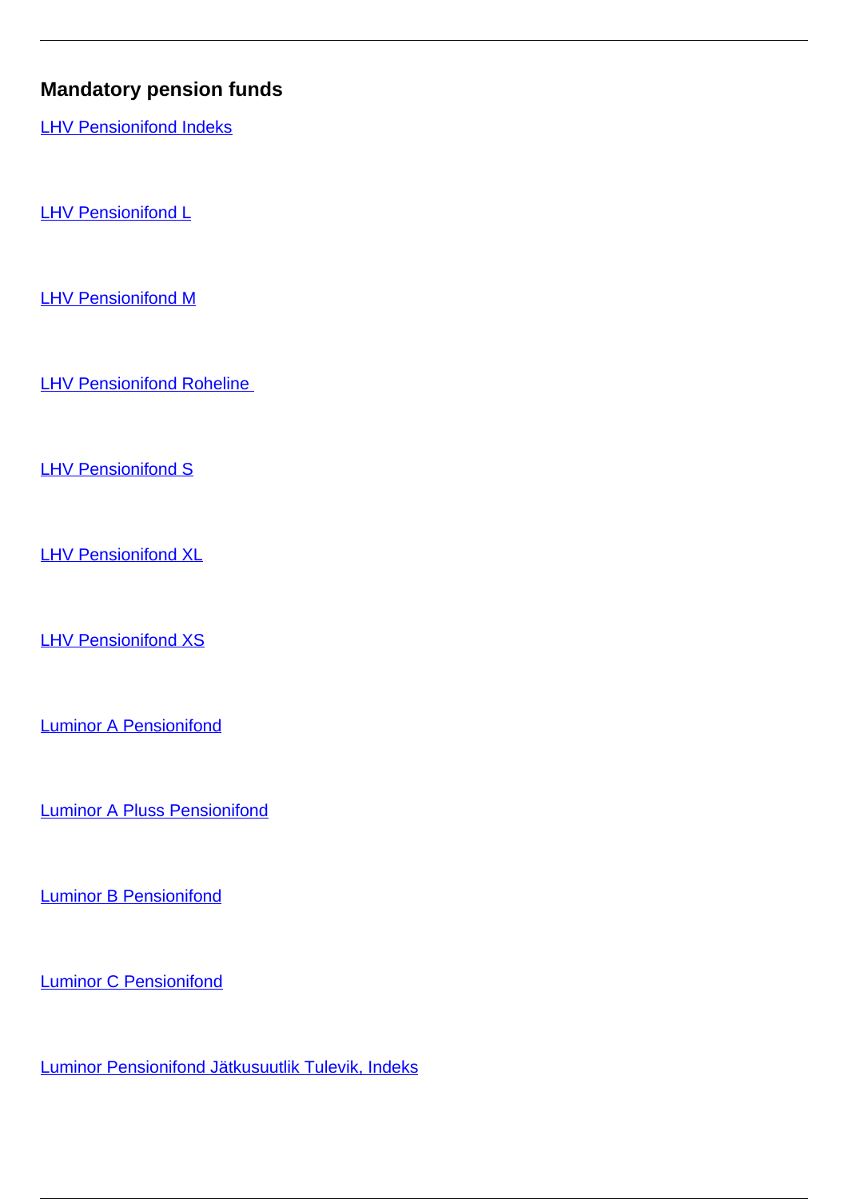## Mandatory pension funds

LHV Pensionifond Indeks

LHV Pensionifond L

LHV Pensionifond M

LHV Pensionifond Roheline

LHV Pensionifond S

LHV Pensionifond XL

LHV Pensionifond XS

Luminor A Pensionifond

Luminor A Pluss Pensionifond

Luminor B Pensionifond

Luminor C Pensionifond

Luminor Pensionifond Jätkusuutlik Tulevik, Indeks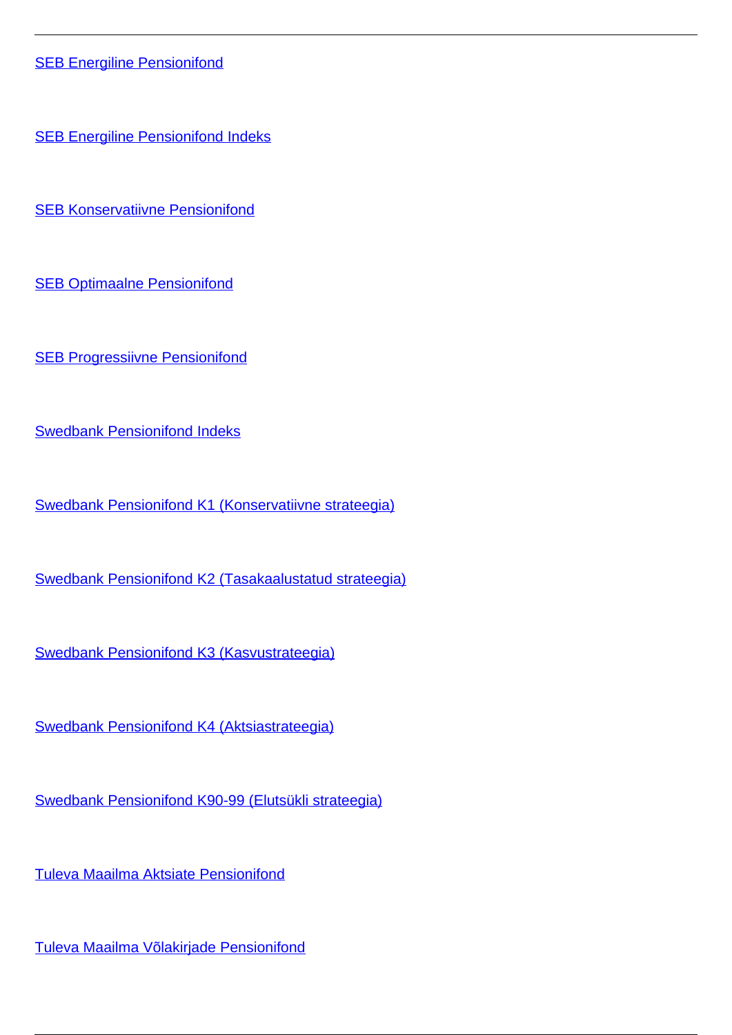SEB Energiline Pensionifond

SEB Energiline Pensionifond Indeks

SEB Konservatiivne Pensionifond

SEB Optimaalne Pensionifond

SEB Progressiivne Pensionifond

Swedbank Pensionifond Indeks

Swedbank Pensionifond K1 (Konservatiivne strateegia)

Swedbank Pensionifond K2 (Tasakaalustatud strateegia)

Swedbank Pensionifond K3 (Kasvustrateegia)

Swedbank Pensionifond K4 (Aktsiastrateegia)

Swedbank Pensionifond K90-99 (Elutsükli strateegia)

Tuleva Maailma Aktsiate Pensionifond

Tuleva Maailma Võlakirjade Pensionifond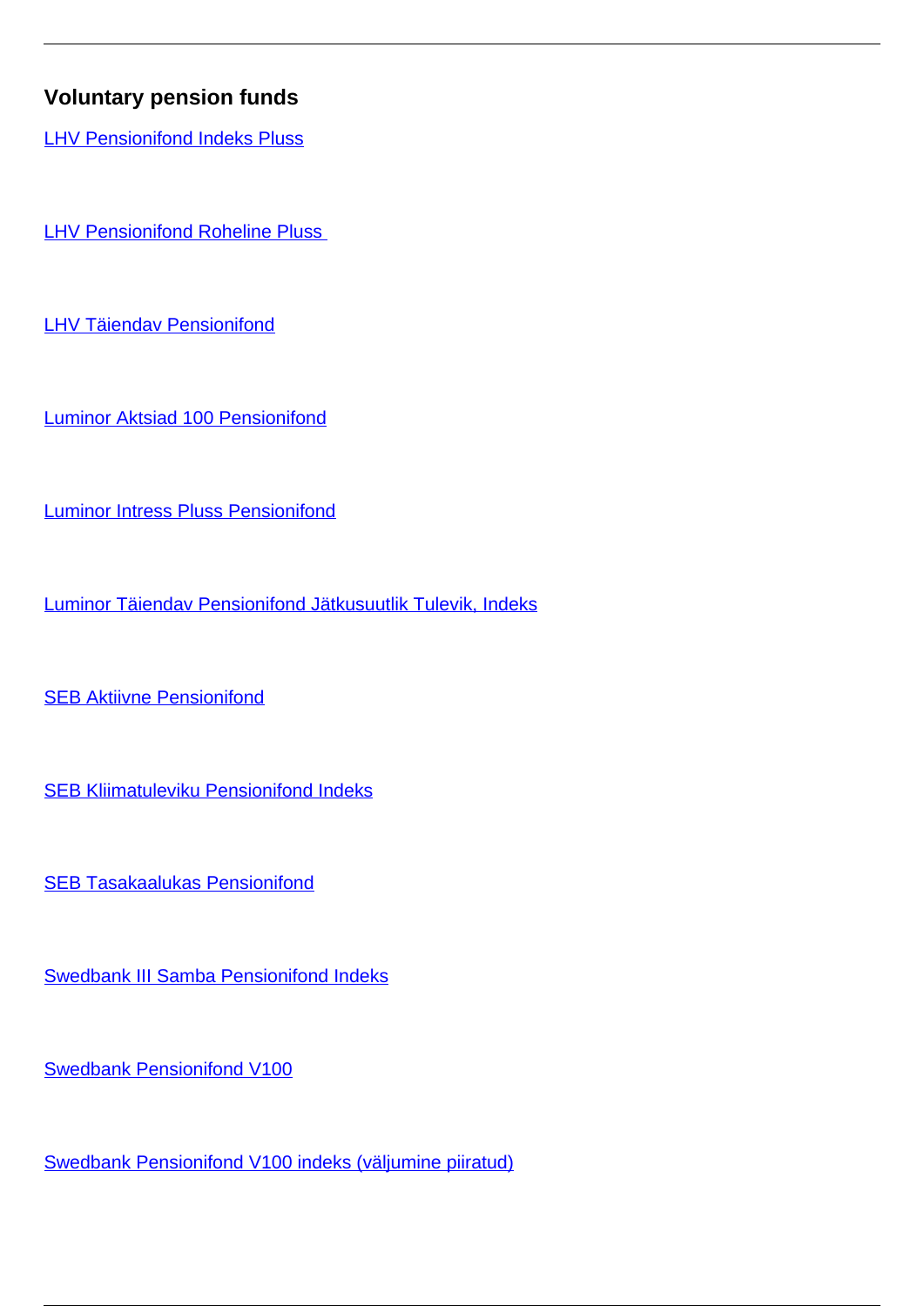### Voluntary pension funds

LHV Pensionifond Indeks Pluss

LHV Pensionifond Roheline Pluss

LHV Täiendav Pensionifond

Luminor Aktsiad 100 Pensionifond

Luminor Intress Pluss Pensionifond

Luminor Täiendav Pensionifond Jätkusuutlik Tulevik, Indeks

SEB Aktiivne Pensionifond

SEB Kliimatuleviku Pensionifond Indeks

SEB Tasakaalukas Pensionifond

Swedbank III Samba Pensionifond Indeks

Swedbank Pensionifond V100

Swedbank Pensionifond V100 indeks (väljumine piiratud)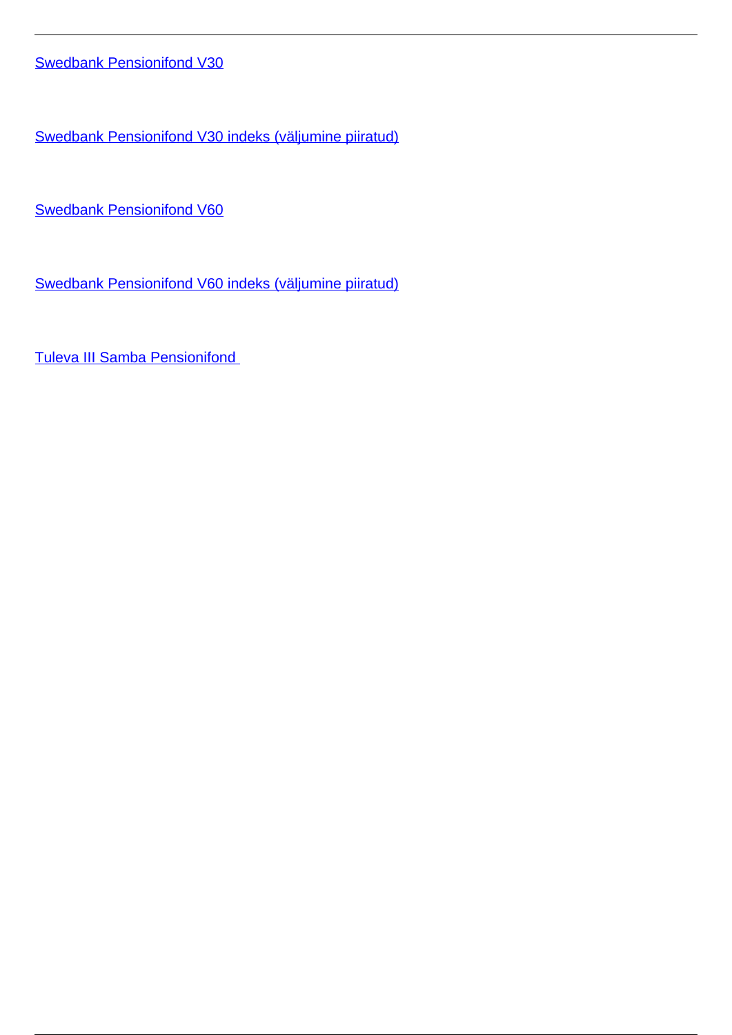Swedbank Pensionifond V30

Swedbank Pensionifond V30 indeks (väljumine piiratud)

Swedbank Pensionifond V60

Swedbank Pensionifond V60 indeks (väljumine piiratud)

Tuleva III Samba Pensionifond